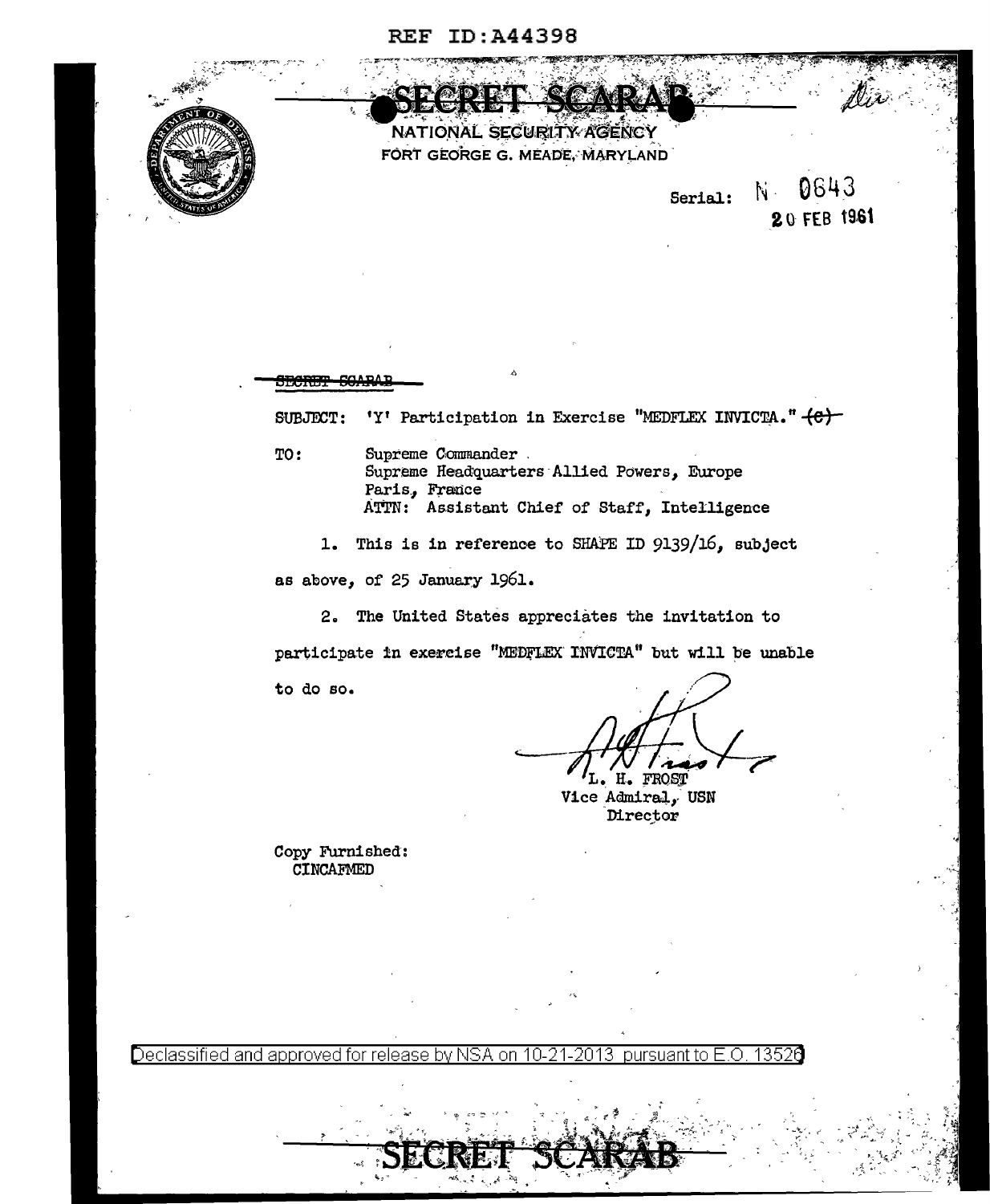REF ID:A44398

SECRET SCARAB

NATIONAL SECURITY AGENCY
FORT GEORGE G. MEADE, MARYLAND

Serial: N 0643
20 FEB 1961

~~SECRET SCARAB~~

SUBJECT: 'Y' Participation in Exercise "MEDFLEX INVICTA." ~~(C)~~

TO: Supreme Commander
Supreme Headquarters Allied Powers, Europe
Paris, France
ATTN: Assistant Chief of Staff, Intelligence

1. This is in reference to SHAPE ID 9139/16, subject as above, of 25 January 1961.

2. The United States appreciates the invitation to participate in exercise "MEDFLEX INVICTA" but will be unable to do so.

L. H. FROST
Vice Admiral, USN
Director

Copy Furnished:
CINCAFMED

Declassified and approved for release by NSA on 10-21-2013 pursuant to E.O. 13526

SECRET SCARAB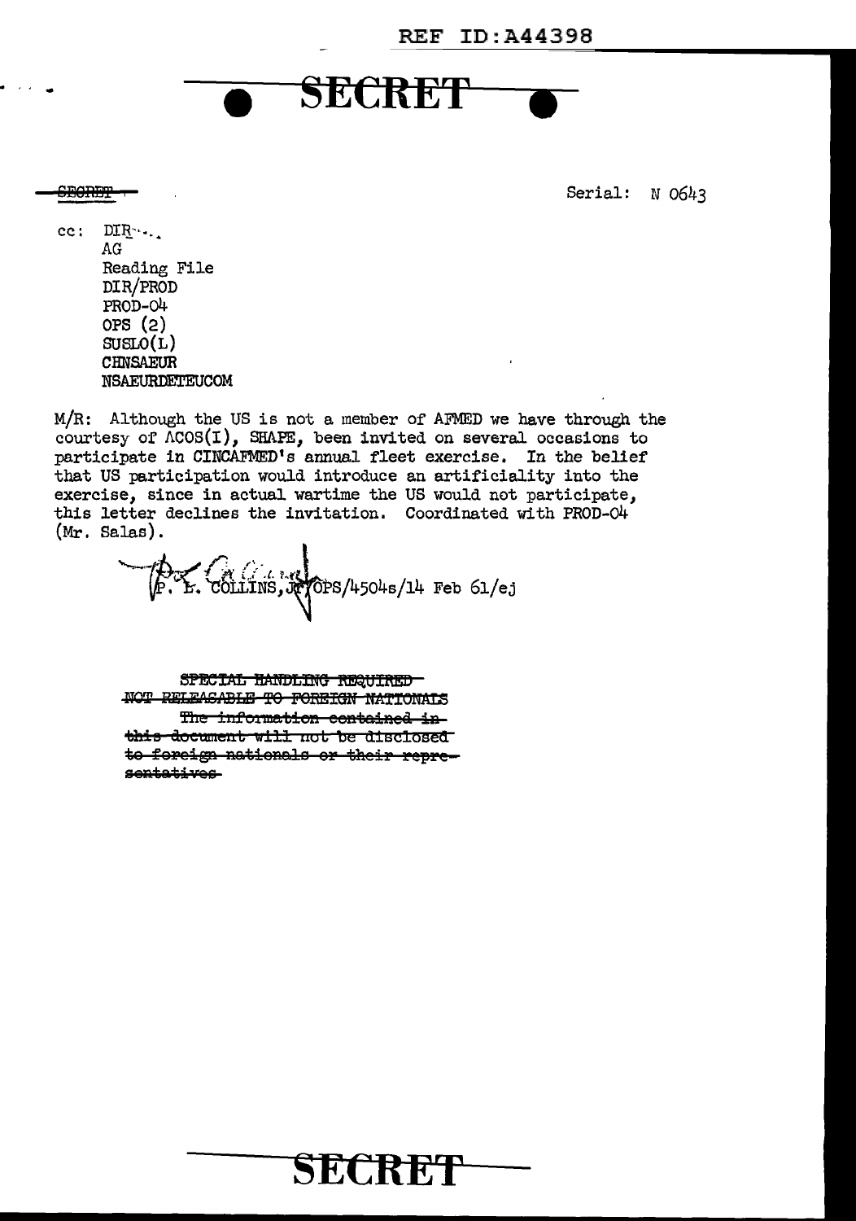REF ID:A44398

**SECRET**

~~SECRET~~

Serial: N 0643

cc: DIR
AG
Reading File
DIR/PROD
PROD-04
OPS (2)
SUSLO(L)
CHNSAEUR
NSAEURDETEUCOM

M/R: Although the US is not a member of AFMED we have through the courtesy of ACOS(I), SHAPE, been invited on several occasions to participate in CINCAFMED's annual fleet exercise. In the belief that US participation would introduce an artificiality into the exercise, since in actual wartime the US would not participate, this letter declines the invitation. Coordinated with PROD-04 (Mr. Salas).

P. E. COLLINS, Jr/OPS/4504s/14 Feb 61/ej

~~SPECIAL HANDLING REQUIRED~~
~~NOT RELEASABLE TO FOREIGN NATIONALS~~
~~The information contained in this document will not be disclosed to foreign nationals or their representatives~~

**SECRET**